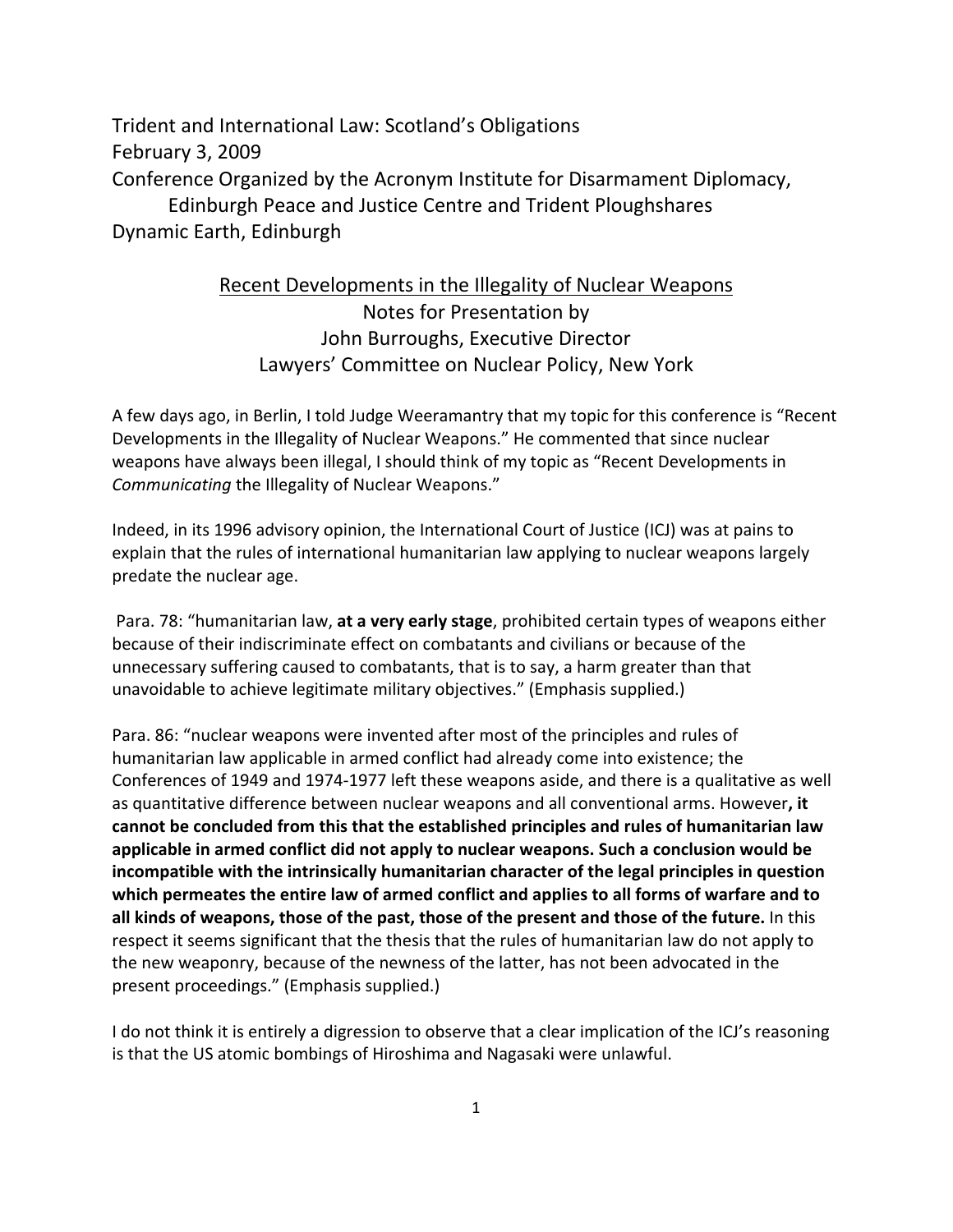Trident and International Law: Scotland's Obligations
February 3, 2009
Conference Organized by the Acronym Institute for Disarmament Diplomacy, Edinburgh Peace and Justice Centre and Trident Ploughshares
Dynamic Earth, Edinburgh

## Recent Developments in the Illegality of Nuclear Weapons

Notes for Presentation by
John Burroughs, Executive Director
Lawyers' Committee on Nuclear Policy, New York

A few days ago, in Berlin, I told Judge Weeramantry that my topic for this conference is "Recent Developments in the Illegality of Nuclear Weapons." He commented that since nuclear weapons have always been illegal, I should think of my topic as "Recent Developments in *Communicating* the Illegality of Nuclear Weapons."

Indeed, in its 1996 advisory opinion, the International Court of Justice (ICJ) was at pains to explain that the rules of international humanitarian law applying to nuclear weapons largely predate the nuclear age.

Para. 78: "humanitarian law, **at a very early stage**, prohibited certain types of weapons either because of their indiscriminate effect on combatants and civilians or because of the unnecessary suffering caused to combatants, that is to say, a harm greater than that unavoidable to achieve legitimate military objectives." (Emphasis supplied.)

Para. 86: "nuclear weapons were invented after most of the principles and rules of humanitarian law applicable in armed conflict had already come into existence; the Conferences of 1949 and 1974-1977 left these weapons aside, and there is a qualitative as well as quantitative difference between nuclear weapons and all conventional arms. However**, it cannot be concluded from this that the established principles and rules of humanitarian law applicable in armed conflict did not apply to nuclear weapons. Such a conclusion would be incompatible with the intrinsically humanitarian character of the legal principles in question which permeates the entire law of armed conflict and applies to all forms of warfare and to all kinds of weapons, those of the past, those of the present and those of the future.** In this respect it seems significant that the thesis that the rules of humanitarian law do not apply to the new weaponry, because of the newness of the latter, has not been advocated in the present proceedings." (Emphasis supplied.)

I do not think it is entirely a digression to observe that a clear implication of the ICJ's reasoning is that the US atomic bombings of Hiroshima and Nagasaki were unlawful.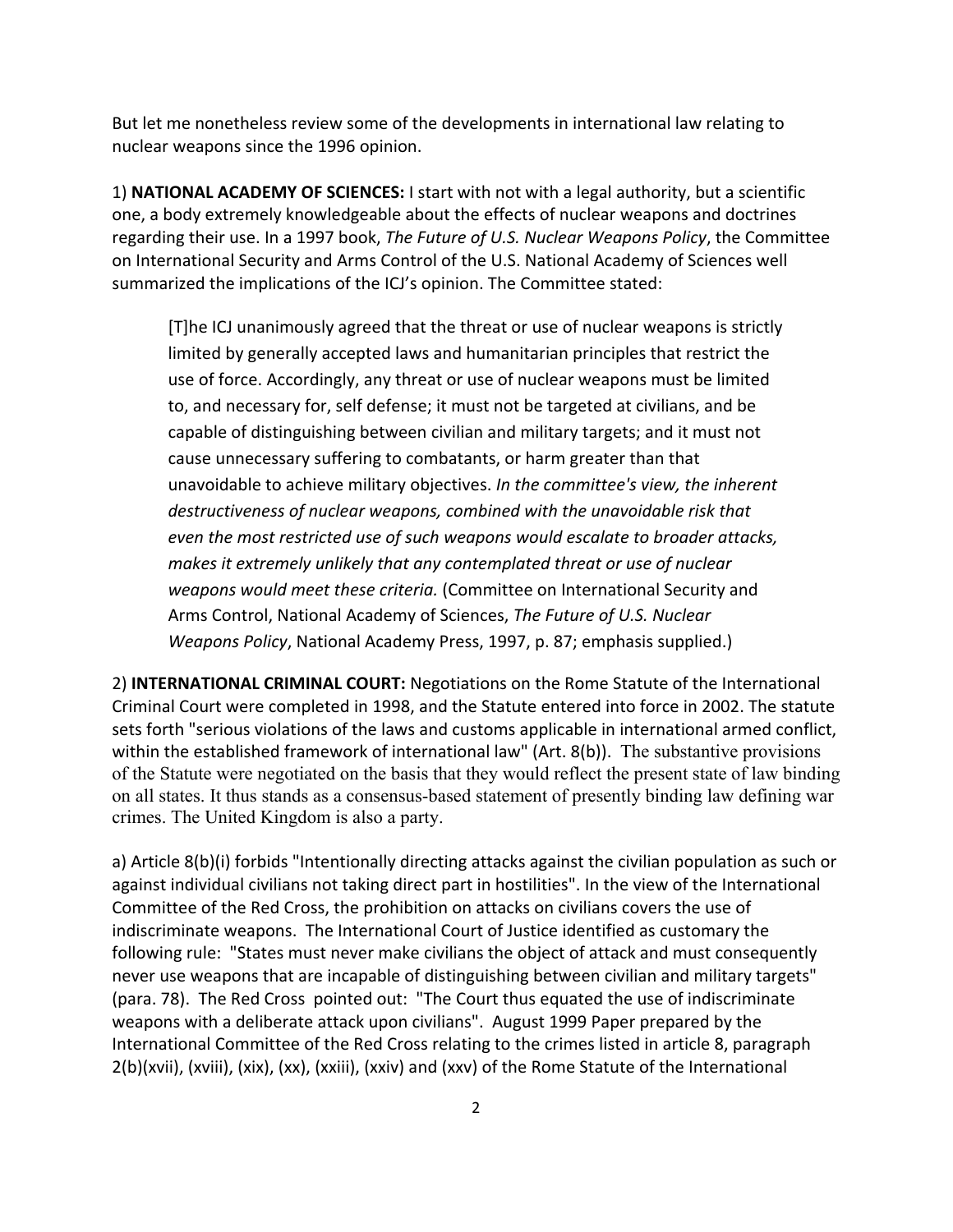But let me nonetheless review some of the developments in international law relating to nuclear weapons since the 1996 opinion.

1) **NATIONAL ACADEMY OF SCIENCES:** I start with not with a legal authority, but a scientific one, a body extremely knowledgeable about the effects of nuclear weapons and doctrines regarding their use. In a 1997 book, *The Future of U.S. Nuclear Weapons Policy*, the Committee on International Security and Arms Control of the U.S. National Academy of Sciences well summarized the implications of the ICJ's opinion. The Committee stated:

> [T]he ICJ unanimously agreed that the threat or use of nuclear weapons is strictly limited by generally accepted laws and humanitarian principles that restrict the use of force. Accordingly, any threat or use of nuclear weapons must be limited to, and necessary for, self defense; it must not be targeted at civilians, and be capable of distinguishing between civilian and military targets; and it must not cause unnecessary suffering to combatants, or harm greater than that unavoidable to achieve military objectives. *In the committee's view, the inherent destructiveness of nuclear weapons, combined with the unavoidable risk that even the most restricted use of such weapons would escalate to broader attacks, makes it extremely unlikely that any contemplated threat or use of nuclear weapons would meet these criteria.* (Committee on International Security and Arms Control, National Academy of Sciences, *The Future of U.S. Nuclear Weapons Policy*, National Academy Press, 1997, p. 87; emphasis supplied.)

2) **INTERNATIONAL CRIMINAL COURT:** Negotiations on the Rome Statute of the International Criminal Court were completed in 1998, and the Statute entered into force in 2002. The statute sets forth "serious violations of the laws and customs applicable in international armed conflict, within the established framework of international law" (Art. 8(b)). The substantive provisions of the Statute were negotiated on the basis that they would reflect the present state of law binding on all states. It thus stands as a consensus-based statement of presently binding law defining war crimes. The United Kingdom is also a party.

a) Article 8(b)(i) forbids "Intentionally directing attacks against the civilian population as such or against individual civilians not taking direct part in hostilities". In the view of the International Committee of the Red Cross, the prohibition on attacks on civilians covers the use of indiscriminate weapons. The International Court of Justice identified as customary the following rule: "States must never make civilians the object of attack and must consequently never use weapons that are incapable of distinguishing between civilian and military targets" (para. 78). The Red Cross pointed out: "The Court thus equated the use of indiscriminate weapons with a deliberate attack upon civilians". August 1999 Paper prepared by the International Committee of the Red Cross relating to the crimes listed in article 8, paragraph 2(b)(xvii), (xviii), (xix), (xx), (xxiii), (xxiv) and (xxv) of the Rome Statute of the International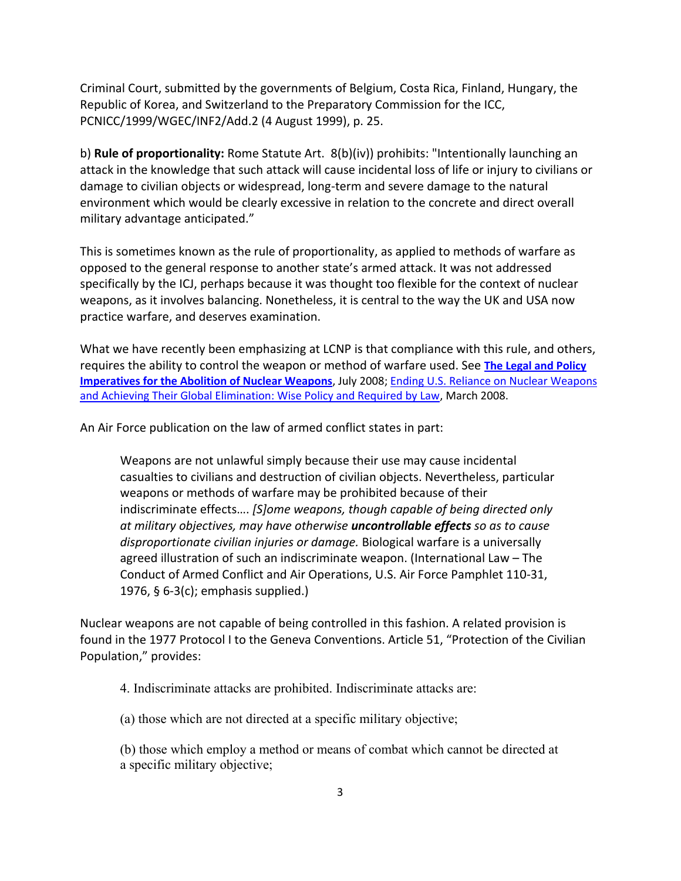Criminal Court, submitted by the governments of Belgium, Costa Rica, Finland, Hungary, the Republic of Korea, and Switzerland to the Preparatory Commission for the ICC, PCNICC/1999/WGEC/INF2/Add.2 (4 August 1999), p. 25.

b) **Rule of proportionality:** Rome Statute Art. 8(b)(iv)) prohibits: "Intentionally launching an attack in the knowledge that such attack will cause incidental loss of life or injury to civilians or damage to civilian objects or widespread, long-term and severe damage to the natural environment which would be clearly excessive in relation to the concrete and direct overall military advantage anticipated."

This is sometimes known as the rule of proportionality, as applied to methods of warfare as opposed to the general response to another state's armed attack. It was not addressed specifically by the ICJ, perhaps because it was thought too flexible for the context of nuclear weapons, as it involves balancing. Nonetheless, it is central to the way the UK and USA now practice warfare, and deserves examination.

What we have recently been emphasizing at LCNP is that compliance with this rule, and others, requires the ability to control the weapon or method of warfare used. See **The Legal and Policy Imperatives for the Abolition of Nuclear Weapons**, July 2008; Ending U.S. Reliance on Nuclear Weapons and Achieving Their Global Elimination: Wise Policy and Required by Law, March 2008.

An Air Force publication on the law of armed conflict states in part:

> Weapons are not unlawful simply because their use may cause incidental casualties to civilians and destruction of civilian objects. Nevertheless, particular weapons or methods of warfare may be prohibited because of their indiscriminate effects…. *[S]ome weapons, though capable of being directed only at military objectives, may have otherwise* ***uncontrollable effects*** *so as to cause disproportionate civilian injuries or damage.* Biological warfare is a universally agreed illustration of such an indiscriminate weapon. (International Law – The Conduct of Armed Conflict and Air Operations, U.S. Air Force Pamphlet 110-31, 1976, § 6-3(c); emphasis supplied.)

Nuclear weapons are not capable of being controlled in this fashion. A related provision is found in the 1977 Protocol I to the Geneva Conventions. Article 51, "Protection of the Civilian Population," provides:

> 4. Indiscriminate attacks are prohibited. Indiscriminate attacks are:
>
> (a) those which are not directed at a specific military objective;
>
> (b) those which employ a method or means of combat which cannot be directed at a specific military objective;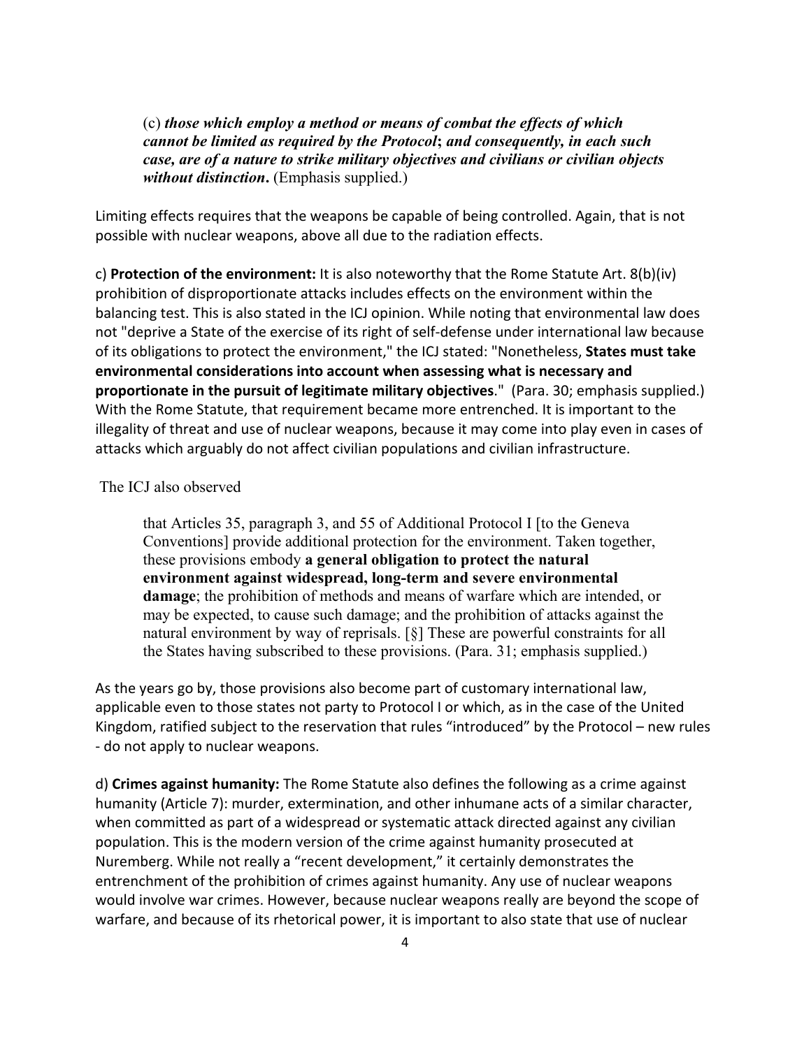> (c) ***those which employ a method or means of combat the effects of which cannot be limited as required by the Protocol*; *and consequently, in each such case, are of a nature to strike military objectives and civilians or civilian objects without distinction*.** (Emphasis supplied.)

Limiting effects requires that the weapons be capable of being controlled. Again, that is not possible with nuclear weapons, above all due to the radiation effects.

c) **Protection of the environment:** It is also noteworthy that the Rome Statute Art. 8(b)(iv) prohibition of disproportionate attacks includes effects on the environment within the balancing test. This is also stated in the ICJ opinion. While noting that environmental law does not "deprive a State of the exercise of its right of self-defense under international law because of its obligations to protect the environment," the ICJ stated: "Nonetheless, **States must take environmental considerations into account when assessing what is necessary and proportionate in the pursuit of legitimate military objectives**." (Para. 30; emphasis supplied.) With the Rome Statute, that requirement became more entrenched. It is important to the illegality of threat and use of nuclear weapons, because it may come into play even in cases of attacks which arguably do not affect civilian populations and civilian infrastructure.

The ICJ also observed

> that Articles 35, paragraph 3, and 55 of Additional Protocol I [to the Geneva Conventions] provide additional protection for the environment. Taken together, these provisions embody **a general obligation to protect the natural environment against widespread, long-term and severe environmental damage**; the prohibition of methods and means of warfare which are intended, or may be expected, to cause such damage; and the prohibition of attacks against the natural environment by way of reprisals. [§] These are powerful constraints for all the States having subscribed to these provisions. (Para. 31; emphasis supplied.)

As the years go by, those provisions also become part of customary international law, applicable even to those states not party to Protocol I or which, as in the case of the United Kingdom, ratified subject to the reservation that rules "introduced" by the Protocol – new rules - do not apply to nuclear weapons.

d) **Crimes against humanity:** The Rome Statute also defines the following as a crime against humanity (Article 7): murder, extermination, and other inhumane acts of a similar character, when committed as part of a widespread or systematic attack directed against any civilian population. This is the modern version of the crime against humanity prosecuted at Nuremberg. While not really a "recent development," it certainly demonstrates the entrenchment of the prohibition of crimes against humanity. Any use of nuclear weapons would involve war crimes. However, because nuclear weapons really are beyond the scope of warfare, and because of its rhetorical power, it is important to also state that use of nuclear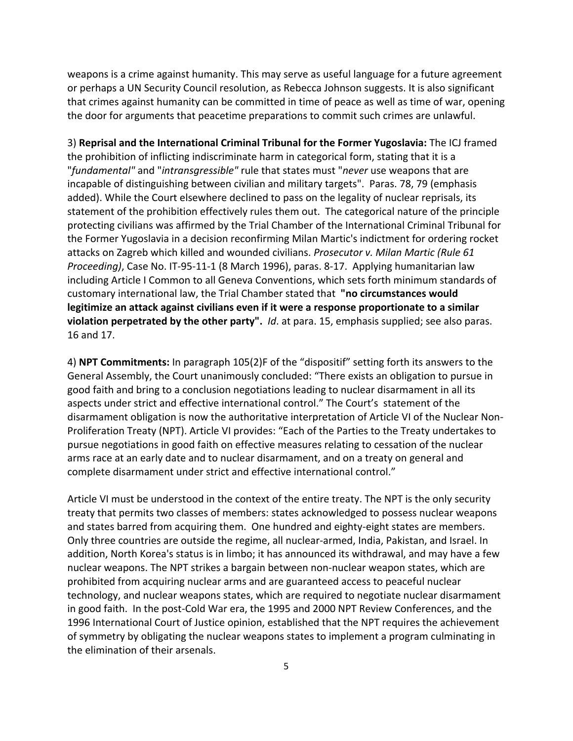weapons is a crime against humanity. This may serve as useful language for a future agreement or perhaps a UN Security Council resolution, as Rebecca Johnson suggests. It is also significant that crimes against humanity can be committed in time of peace as well as time of war, opening the door for arguments that peacetime preparations to commit such crimes are unlawful.

3) **Reprisal and the International Criminal Tribunal for the Former Yugoslavia:** The ICJ framed the prohibition of inflicting indiscriminate harm in categorical form, stating that it is a "*fundamental*" and "*intransgressible*" rule that states must "*never* use weapons that are incapable of distinguishing between civilian and military targets". Paras. 78, 79 (emphasis added). While the Court elsewhere declined to pass on the legality of nuclear reprisals, its statement of the prohibition effectively rules them out. The categorical nature of the principle protecting civilians was affirmed by the Trial Chamber of the International Criminal Tribunal for the Former Yugoslavia in a decision reconfirming Milan Martic's indictment for ordering rocket attacks on Zagreb which killed and wounded civilians. *Prosecutor v. Milan Martic (Rule 61 Proceeding)*, Case No. IT-95-11-1 (8 March 1996), paras. 8-17. Applying humanitarian law including Article I Common to all Geneva Conventions, which sets forth minimum standards of customary international law, the Trial Chamber stated that **"no circumstances would legitimize an attack against civilians even if it were a response proportionate to a similar violation perpetrated by the other party".** *Id*. at para. 15, emphasis supplied; see also paras. 16 and 17.

4) **NPT Commitments:** In paragraph 105(2)F of the "dispositif" setting forth its answers to the General Assembly, the Court unanimously concluded: "There exists an obligation to pursue in good faith and bring to a conclusion negotiations leading to nuclear disarmament in all its aspects under strict and effective international control." The Court's statement of the disarmament obligation is now the authoritative interpretation of Article VI of the Nuclear Non-Proliferation Treaty (NPT). Article VI provides: "Each of the Parties to the Treaty undertakes to pursue negotiations in good faith on effective measures relating to cessation of the nuclear arms race at an early date and to nuclear disarmament, and on a treaty on general and complete disarmament under strict and effective international control."

Article VI must be understood in the context of the entire treaty. The NPT is the only security treaty that permits two classes of members: states acknowledged to possess nuclear weapons and states barred from acquiring them. One hundred and eighty-eight states are members. Only three countries are outside the regime, all nuclear-armed, India, Pakistan, and Israel. In addition, North Korea's status is in limbo; it has announced its withdrawal, and may have a few nuclear weapons. The NPT strikes a bargain between non-nuclear weapon states, which are prohibited from acquiring nuclear arms and are guaranteed access to peaceful nuclear technology, and nuclear weapons states, which are required to negotiate nuclear disarmament in good faith. In the post-Cold War era, the 1995 and 2000 NPT Review Conferences, and the 1996 International Court of Justice opinion, established that the NPT requires the achievement of symmetry by obligating the nuclear weapons states to implement a program culminating in the elimination of their arsenals.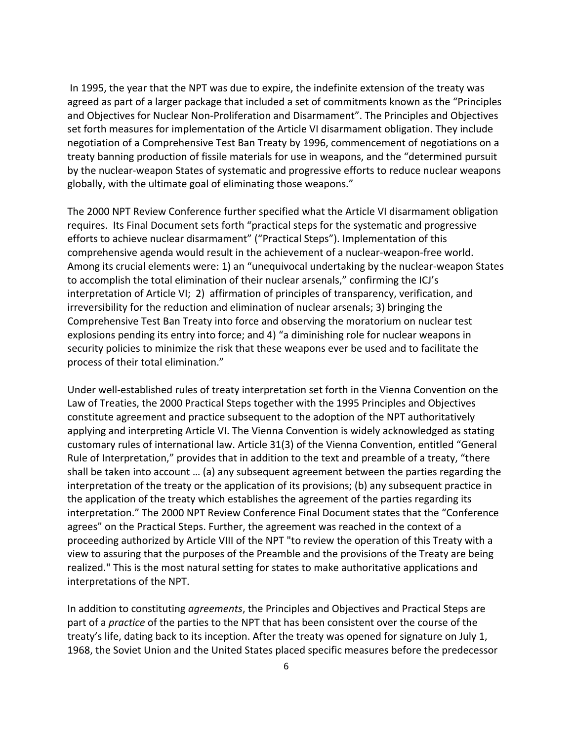In 1995, the year that the NPT was due to expire, the indefinite extension of the treaty was agreed as part of a larger package that included a set of commitments known as the "Principles and Objectives for Nuclear Non-Proliferation and Disarmament". The Principles and Objectives set forth measures for implementation of the Article VI disarmament obligation. They include negotiation of a Comprehensive Test Ban Treaty by 1996, commencement of negotiations on a treaty banning production of fissile materials for use in weapons, and the "determined pursuit by the nuclear-weapon States of systematic and progressive efforts to reduce nuclear weapons globally, with the ultimate goal of eliminating those weapons."

The 2000 NPT Review Conference further specified what the Article VI disarmament obligation requires. Its Final Document sets forth "practical steps for the systematic and progressive efforts to achieve nuclear disarmament" ("Practical Steps"). Implementation of this comprehensive agenda would result in the achievement of a nuclear-weapon-free world. Among its crucial elements were: 1) an "unequivocal undertaking by the nuclear-weapon States to accomplish the total elimination of their nuclear arsenals," confirming the ICJ's interpretation of Article VI; 2) affirmation of principles of transparency, verification, and irreversibility for the reduction and elimination of nuclear arsenals; 3) bringing the Comprehensive Test Ban Treaty into force and observing the moratorium on nuclear test explosions pending its entry into force; and 4) "a diminishing role for nuclear weapons in security policies to minimize the risk that these weapons ever be used and to facilitate the process of their total elimination."

Under well-established rules of treaty interpretation set forth in the Vienna Convention on the Law of Treaties, the 2000 Practical Steps together with the 1995 Principles and Objectives constitute agreement and practice subsequent to the adoption of the NPT authoritatively applying and interpreting Article VI. The Vienna Convention is widely acknowledged as stating customary rules of international law. Article 31(3) of the Vienna Convention, entitled "General Rule of Interpretation," provides that in addition to the text and preamble of a treaty, "there shall be taken into account … (a) any subsequent agreement between the parties regarding the interpretation of the treaty or the application of its provisions; (b) any subsequent practice in the application of the treaty which establishes the agreement of the parties regarding its interpretation." The 2000 NPT Review Conference Final Document states that the "Conference agrees" on the Practical Steps. Further, the agreement was reached in the context of a proceeding authorized by Article VIII of the NPT "to review the operation of this Treaty with a view to assuring that the purposes of the Preamble and the provisions of the Treaty are being realized." This is the most natural setting for states to make authoritative applications and interpretations of the NPT.

In addition to constituting *agreements*, the Principles and Objectives and Practical Steps are part of a *practice* of the parties to the NPT that has been consistent over the course of the treaty's life, dating back to its inception. After the treaty was opened for signature on July 1, 1968, the Soviet Union and the United States placed specific measures before the predecessor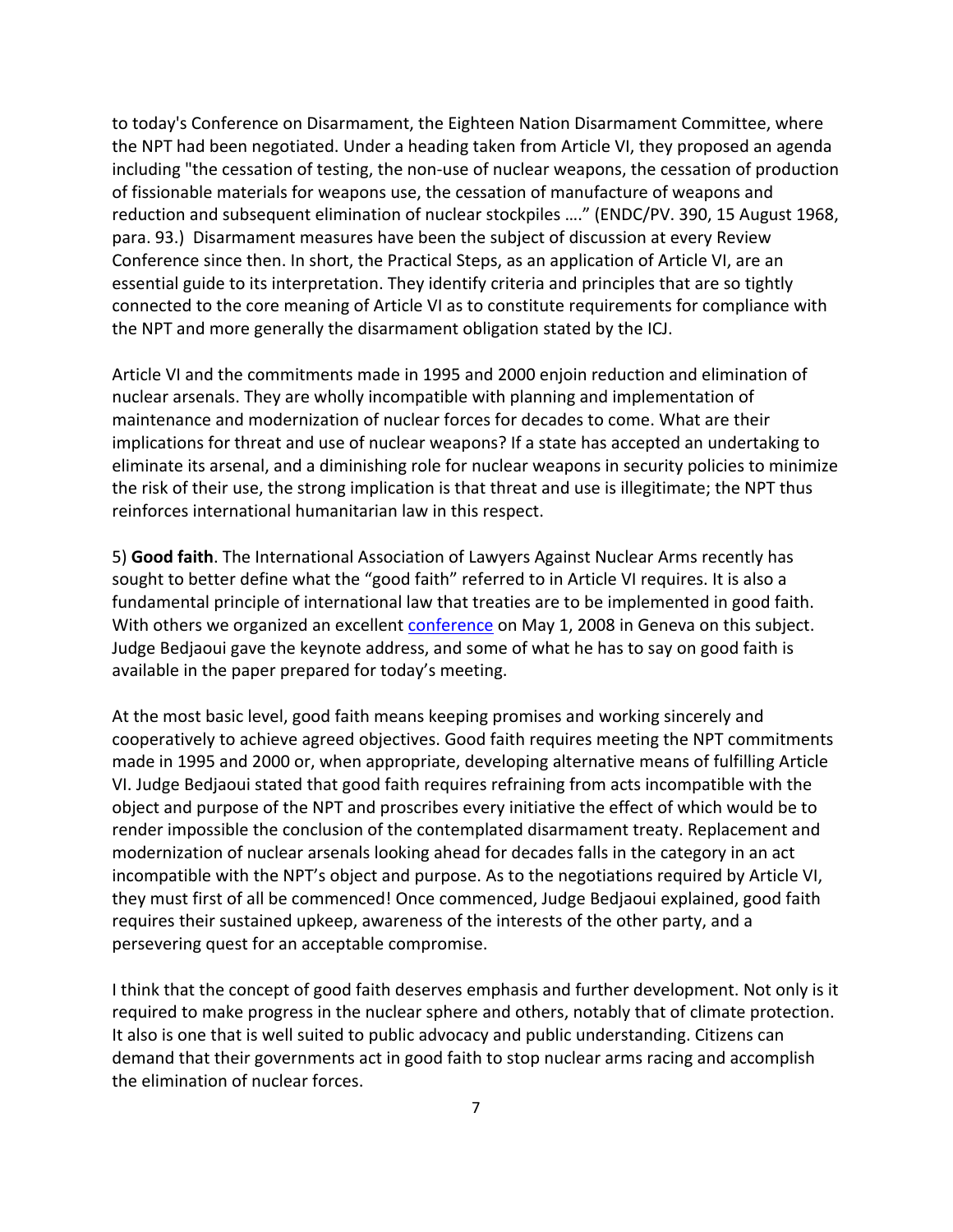to today's Conference on Disarmament, the Eighteen Nation Disarmament Committee, where the NPT had been negotiated. Under a heading taken from Article VI, they proposed an agenda including "the cessation of testing, the non-use of nuclear weapons, the cessation of production of fissionable materials for weapons use, the cessation of manufacture of weapons and reduction and subsequent elimination of nuclear stockpiles …." (ENDC/PV. 390, 15 August 1968, para. 93.) Disarmament measures have been the subject of discussion at every Review Conference since then. In short, the Practical Steps, as an application of Article VI, are an essential guide to its interpretation. They identify criteria and principles that are so tightly connected to the core meaning of Article VI as to constitute requirements for compliance with the NPT and more generally the disarmament obligation stated by the ICJ.

Article VI and the commitments made in 1995 and 2000 enjoin reduction and elimination of nuclear arsenals. They are wholly incompatible with planning and implementation of maintenance and modernization of nuclear forces for decades to come. What are their implications for threat and use of nuclear weapons? If a state has accepted an undertaking to eliminate its arsenal, and a diminishing role for nuclear weapons in security policies to minimize the risk of their use, the strong implication is that threat and use is illegitimate; the NPT thus reinforces international humanitarian law in this respect.

5) **Good faith**. The International Association of Lawyers Against Nuclear Arms recently has sought to better define what the "good faith" referred to in Article VI requires. It is also a fundamental principle of international law that treaties are to be implemented in good faith. With others we organized an excellent conference on May 1, 2008 in Geneva on this subject. Judge Bedjaoui gave the keynote address, and some of what he has to say on good faith is available in the paper prepared for today's meeting.

At the most basic level, good faith means keeping promises and working sincerely and cooperatively to achieve agreed objectives. Good faith requires meeting the NPT commitments made in 1995 and 2000 or, when appropriate, developing alternative means of fulfilling Article VI. Judge Bedjaoui stated that good faith requires refraining from acts incompatible with the object and purpose of the NPT and proscribes every initiative the effect of which would be to render impossible the conclusion of the contemplated disarmament treaty. Replacement and modernization of nuclear arsenals looking ahead for decades falls in the category in an act incompatible with the NPT's object and purpose. As to the negotiations required by Article VI, they must first of all be commenced! Once commenced, Judge Bedjaoui explained, good faith requires their sustained upkeep, awareness of the interests of the other party, and a persevering quest for an acceptable compromise.

I think that the concept of good faith deserves emphasis and further development. Not only is it required to make progress in the nuclear sphere and others, notably that of climate protection. It also is one that is well suited to public advocacy and public understanding. Citizens can demand that their governments act in good faith to stop nuclear arms racing and accomplish the elimination of nuclear forces.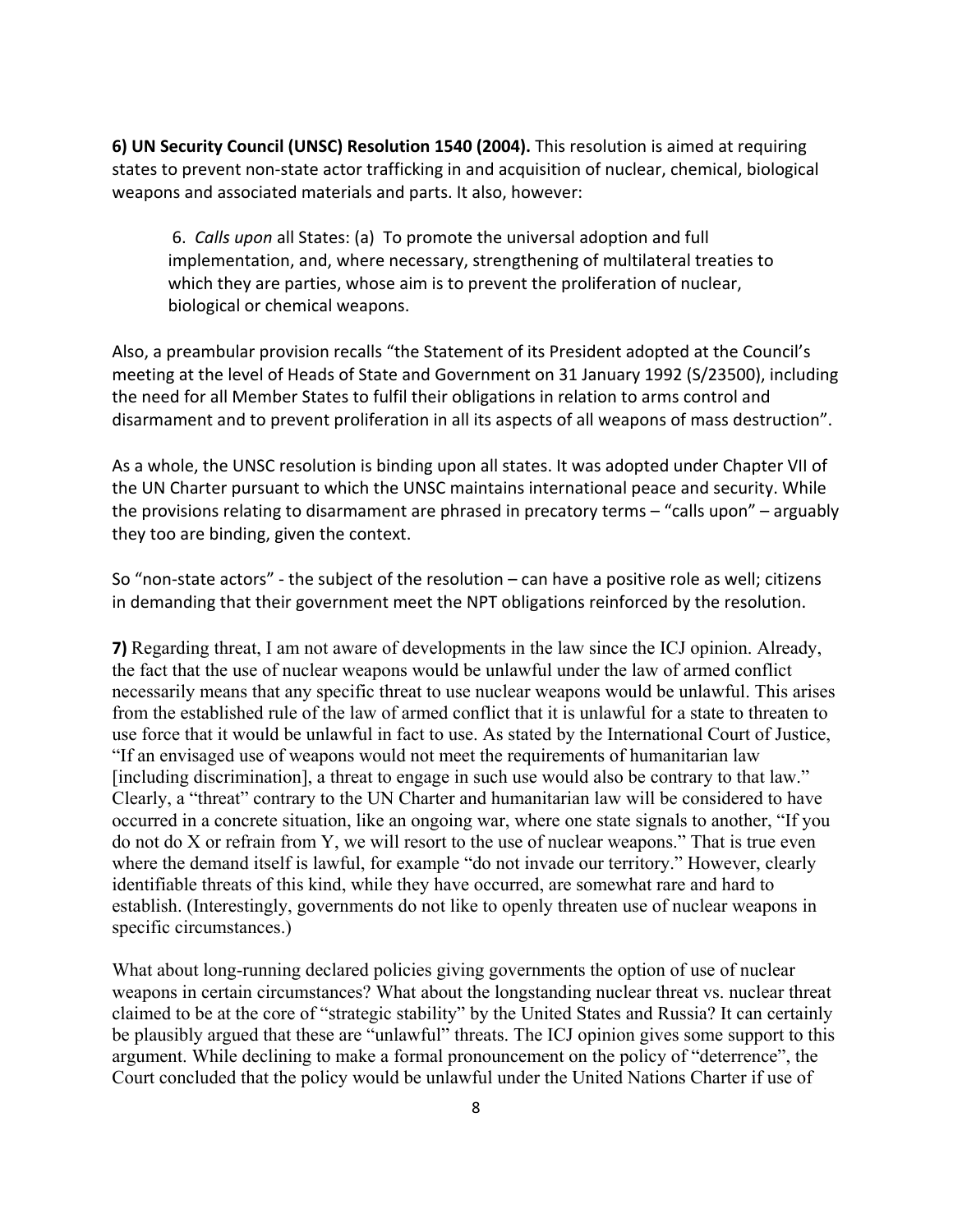**6) UN Security Council (UNSC) Resolution 1540 (2004).** This resolution is aimed at requiring states to prevent non-state actor trafficking in and acquisition of nuclear, chemical, biological weapons and associated materials and parts. It also, however:

> 6. *Calls upon* all States: (a) To promote the universal adoption and full implementation, and, where necessary, strengthening of multilateral treaties to which they are parties, whose aim is to prevent the proliferation of nuclear, biological or chemical weapons.

Also, a preambular provision recalls "the Statement of its President adopted at the Council's meeting at the level of Heads of State and Government on 31 January 1992 (S/23500), including the need for all Member States to fulfil their obligations in relation to arms control and disarmament and to prevent proliferation in all its aspects of all weapons of mass destruction".

As a whole, the UNSC resolution is binding upon all states. It was adopted under Chapter VII of the UN Charter pursuant to which the UNSC maintains international peace and security. While the provisions relating to disarmament are phrased in precatory terms – "calls upon" – arguably they too are binding, given the context.

So "non-state actors" - the subject of the resolution – can have a positive role as well; citizens in demanding that their government meet the NPT obligations reinforced by the resolution.

**7)** Regarding threat, I am not aware of developments in the law since the ICJ opinion. Already, the fact that the use of nuclear weapons would be unlawful under the law of armed conflict necessarily means that any specific threat to use nuclear weapons would be unlawful. This arises from the established rule of the law of armed conflict that it is unlawful for a state to threaten to use force that it would be unlawful in fact to use. As stated by the International Court of Justice, "If an envisaged use of weapons would not meet the requirements of humanitarian law [including discrimination], a threat to engage in such use would also be contrary to that law." Clearly, a "threat" contrary to the UN Charter and humanitarian law will be considered to have occurred in a concrete situation, like an ongoing war, where one state signals to another, "If you do not do X or refrain from Y, we will resort to the use of nuclear weapons." That is true even where the demand itself is lawful, for example "do not invade our territory." However, clearly identifiable threats of this kind, while they have occurred, are somewhat rare and hard to establish. (Interestingly, governments do not like to openly threaten use of nuclear weapons in specific circumstances.)

What about long-running declared policies giving governments the option of use of nuclear weapons in certain circumstances? What about the longstanding nuclear threat vs. nuclear threat claimed to be at the core of "strategic stability" by the United States and Russia? It can certainly be plausibly argued that these are "unlawful" threats. The ICJ opinion gives some support to this argument. While declining to make a formal pronouncement on the policy of "deterrence", the Court concluded that the policy would be unlawful under the United Nations Charter if use of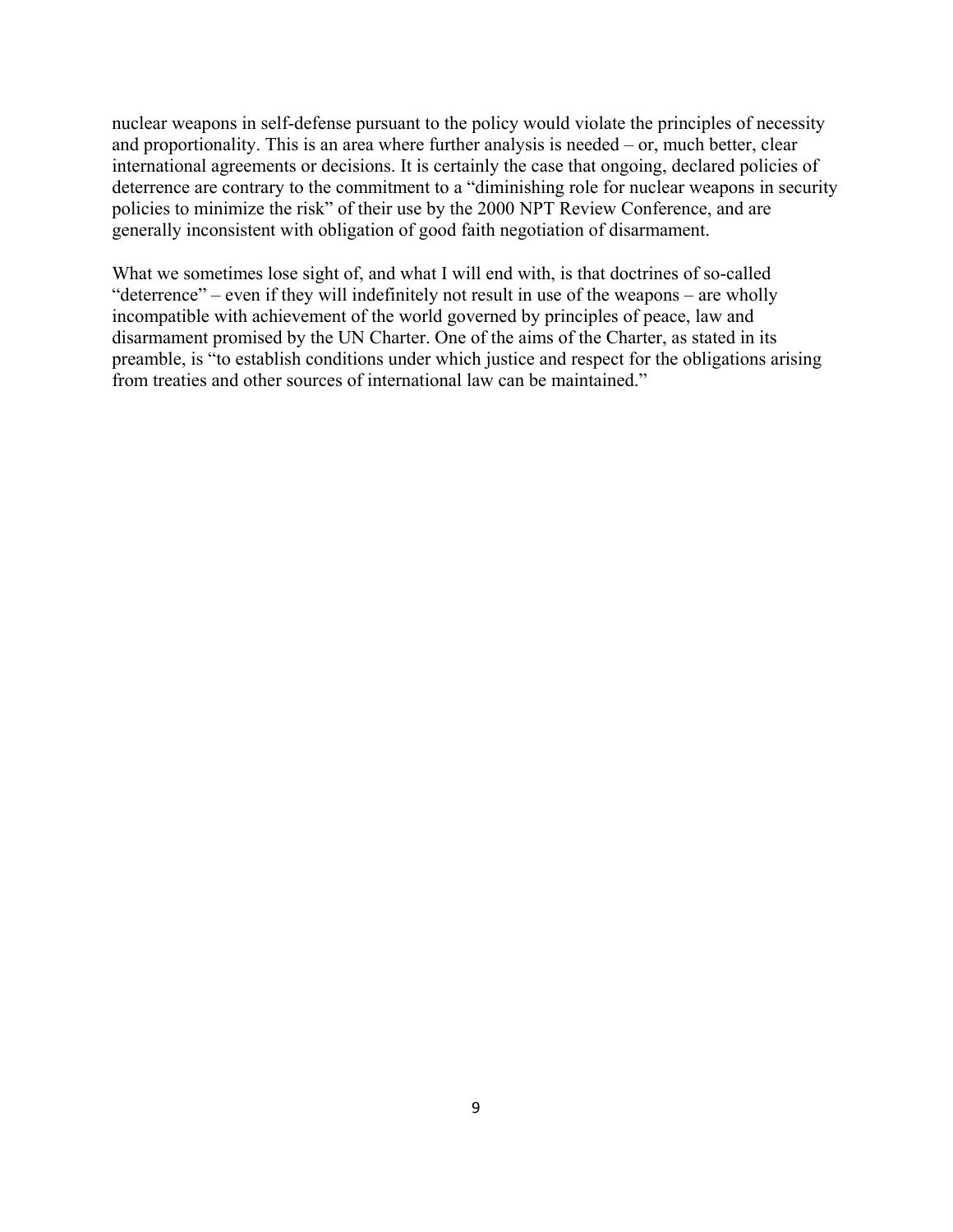nuclear weapons in self-defense pursuant to the policy would violate the principles of necessity and proportionality. This is an area where further analysis is needed – or, much better, clear international agreements or decisions. It is certainly the case that ongoing, declared policies of deterrence are contrary to the commitment to a "diminishing role for nuclear weapons in security policies to minimize the risk" of their use by the 2000 NPT Review Conference, and are generally inconsistent with obligation of good faith negotiation of disarmament.

What we sometimes lose sight of, and what I will end with, is that doctrines of so-called "deterrence" – even if they will indefinitely not result in use of the weapons – are wholly incompatible with achievement of the world governed by principles of peace, law and disarmament promised by the UN Charter. One of the aims of the Charter, as stated in its preamble, is "to establish conditions under which justice and respect for the obligations arising from treaties and other sources of international law can be maintained."